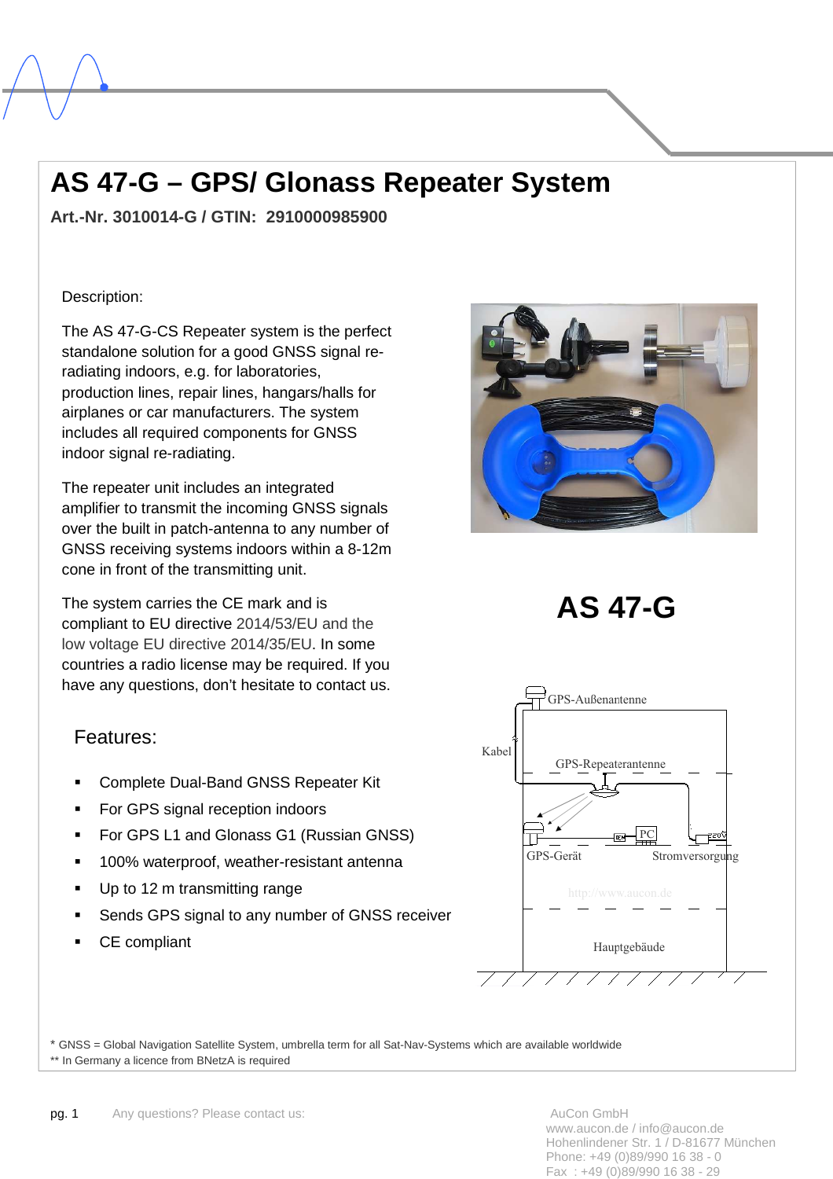# AS 47-G – GPS/ Glonass Repeater System

**Art.-Nr. 3010014-G / GTIN: 2910000985900**

Description:

The AS 47-G-CS Repeater system is the perfect standalone solution for a good GNSS signal re-radiating indoors, e.g. for laboratories, production lines, repair lines, hangars/halls for airplanes or car manufacturers. The system includes all required components for GNSS indoor signal re-radiating.

The repeater unit includes an integrated amplifier to transmit the incoming GNSS signals over the built in patch-antenna to any number of GNSS receiving systems indoors within a 8-12m cone in front of the transmitting unit.

The system carries the CE mark and is compliant to EU directive 2014/53/EU and the low voltage EU directive 2014/35/EU. In some countries a radio license may be required. If you have any questions, don't hesitate to contact us.

## AS 47-G

GPS-Außenantenne

Kabel

GPS-Repeaterantenne

PC

GPS-Gerät

Stromversorgung

Hauptgebäude

### Features:

- Complete Dual-Band GNSS Repeater Kit
- For GPS signal reception indoors
- For GPS L1 and Glonass G1 (Russian GNSS)
- 100% waterproof, weather-resistant antenna
- Up to 12 m transmitting range
- Sends GPS signal to any number of GNSS receiver
- CE compliant

* GNSS = Global Navigation Satellite System, umbrella term for all Sat-Nav-Systems which are available worldwide
** In Germany a licence from BNetzA is required

Any questions? Please contact us:

AuCon GmbH
www.aucon.de / info@aucon.de
Hohenlindener Str. 1 / D-81677 München
Phone: +49 (0)89/990 16 38 - 0
Fax : +49 (0)89/990 16 38 - 29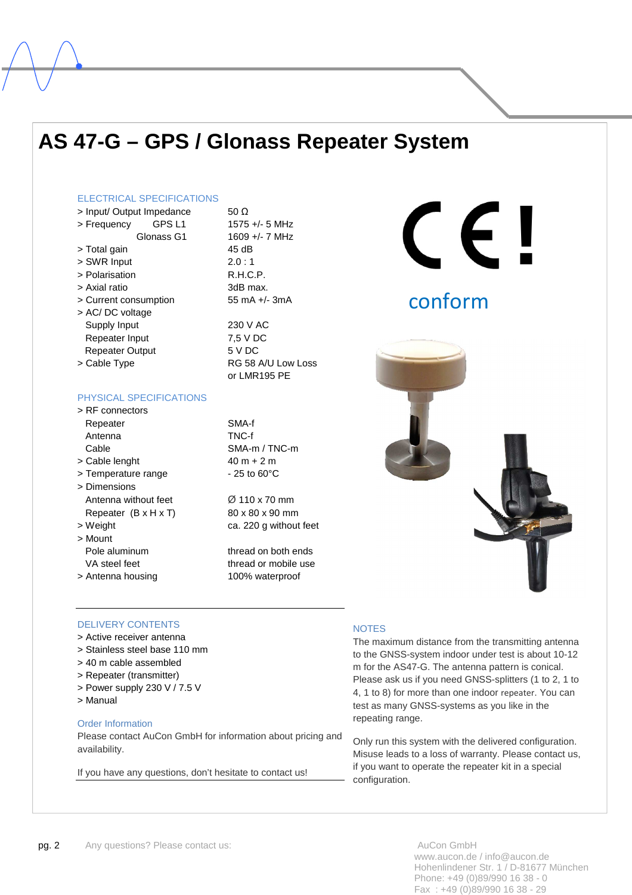# AS 47-G – GPS / Glonass Repeater System

## ELECTRICAL SPECIFICATIONS

| | |
|---|---|
| > Input/ Output Impedance | 50 Ω |
| > Frequency GPS L1 | 1575 +/- 5 MHz |
| Glonass G1 | 1609 +/- 7 MHz |
| > Total gain | 45 dB |
| > SWR Input | 2.0 : 1 |
| > Polarisation | R.H.C.P. |
| > Axial ratio | 3dB max. |
| > Current consumption | 55 mA +/- 3mA |
| > AC/ DC voltage | |
| Supply Input | 230 V AC |
| Repeater Input | 7,5 V DC |
| Repeater Output | 5 V DC |
| > Cable Type | RG 58 A/U Low Loss or LMR195 PE |

CE ! conform

## PHYSICAL SPECIFICATIONS

| | |
|---|---|
| > RF connectors | |
| Repeater | SMA-f |
| Antenna | TNC-f |
| Cable | SMA-m / TNC-m |
| > Cable lenght | 40 m + 2 m |
| > Temperature range | - 25 to 60°C |
| > Dimensions | |
| Antenna without feet | Ø 110 x 70 mm |
| Repeater (B x H x T) | 80 x 80 x 90 mm |
| > Weight | ca. 220 g without feet |
| > Mount | |
| Pole aluminum | thread on both ends |
| VA steel feet | thread or mobile use |
| > Antenna housing | 100% waterproof |

## DELIVERY CONTENTS

> Active receiver antenna
> Stainless steel base 110 mm
> 40 m cable assembled
> Repeater (transmitter)
> Power supply 230 V / 7.5 V
> Manual

## Order Information

Please contact AuCon GmbH for information about pricing and availability.

If you have any questions, don't hesitate to contact us!

## NOTES

The maximum distance from the transmitting antenna to the GNSS-system indoor under test is about 10-12 m for the AS47-G. The antenna pattern is conical. Please ask us if you need GNSS-splitters (1 to 2, 1 to 4, 1 to 8) for more than one indoor repeater. You can test as many GNSS-systems as you like in the repeating range.

Only run this system with the delivered configuration. Misuse leads to a loss of warranty. Please contact us, if you want to operate the repeater kit in a special configuration.

Any questions? Please contact us:

AuCon GmbH
www.aucon.de / info@aucon.de
Hohenlindener Str. 1 / D-81677 München
Phone: +49 (0)89/990 16 38 - 0
Fax : +49 (0)89/990 16 38 - 29